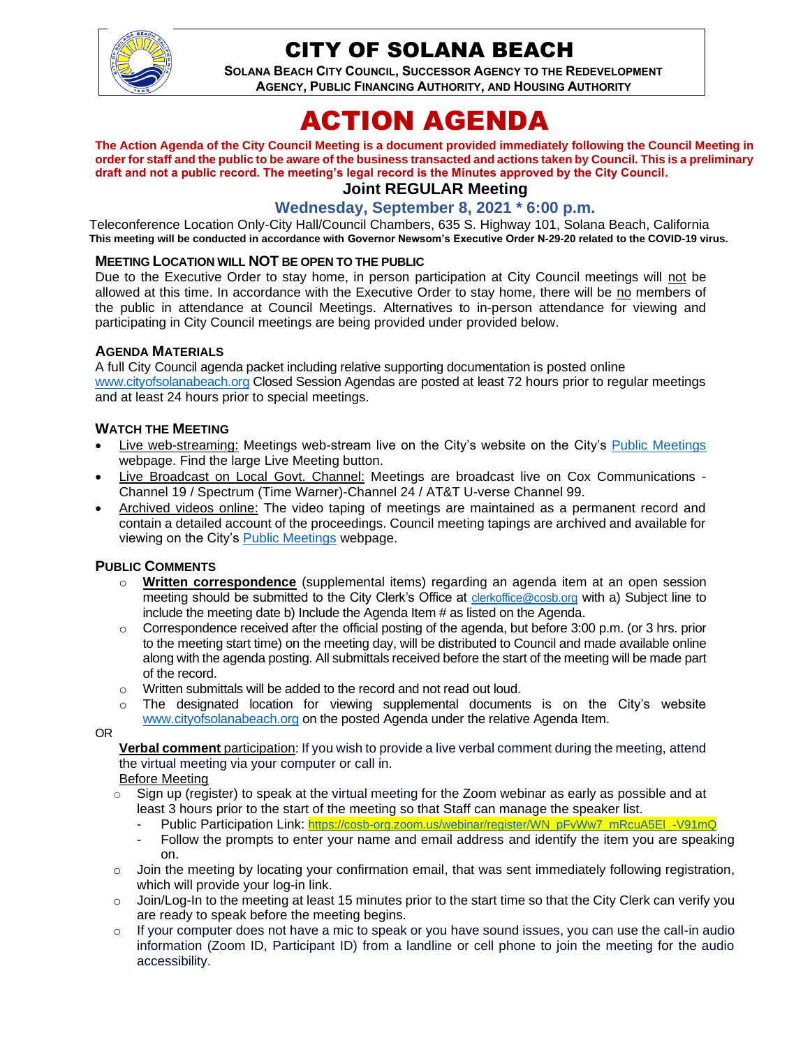# CITY OF SOLANA BEACH

**SOLANA BEACH CITY COUNCIL, SUCCESSOR AGENCY TO THE REDEVELOPMENT AGENCY, PUBLIC FINANCING AUTHORITY, AND HOUSING AUTHORITY**

# ACTION AGENDA

**The Action Agenda of the City Council Meeting is a document provided immediately following the Council Meeting in order for staff and the public to be aware of the business transacted and actions taken by Council. This is a preliminary draft and not a public record. The meeting's legal record is the Minutes approved by the City Council.**

## Joint REGULAR Meeting

### Wednesday, September 8, 2021 * 6:00 p.m.

Teleconference Location Only-City Hall/Council Chambers, 635 S. Highway 101, Solana Beach, California

**This meeting will be conducted in accordance with Governor Newsom's Executive Order N-29-20 related to the COVID-19 virus.**

### MEETING LOCATION WILL NOT BE OPEN TO THE PUBLIC

Due to the Executive Order to stay home, in person participation at City Council meetings will not be allowed at this time. In accordance with the Executive Order to stay home, there will be no members of the public in attendance at Council Meetings. Alternatives to in-person attendance for viewing and participating in City Council meetings are being provided under provided below.

### AGENDA MATERIALS

A full City Council agenda packet including relative supporting documentation is posted online www.cityofsolanabeach.org Closed Session Agendas are posted at least 72 hours prior to regular meetings and at least 24 hours prior to special meetings.

### WATCH THE MEETING

- Live web-streaming: Meetings web-stream live on the City's website on the City's Public Meetings webpage. Find the large Live Meeting button.
- Live Broadcast on Local Govt. Channel: Meetings are broadcast live on Cox Communications - Channel 19 / Spectrum (Time Warner)-Channel 24 / AT&T U-verse Channel 99.
- Archived videos online: The video taping of meetings are maintained as a permanent record and contain a detailed account of the proceedings. Council meeting tapings are archived and available for viewing on the City's Public Meetings webpage.

### PUBLIC COMMENTS

- **Written correspondence** (supplemental items) regarding an agenda item at an open session meeting should be submitted to the City Clerk's Office at clerkoffice@cosb.org with a) Subject line to include the meeting date b) Include the Agenda Item # as listed on the Agenda.
- Correspondence received after the official posting of the agenda, but before 3:00 p.m. (or 3 hrs. prior to the meeting start time) on the meeting day, will be distributed to Council and made available online along with the agenda posting. All submittals received before the start of the meeting will be made part of the record.
- Written submittals will be added to the record and not read out loud.
- The designated location for viewing supplemental documents is on the City's website www.cityofsolanabeach.org on the posted Agenda under the relative Agenda Item.

OR

**Verbal comment** participation: If you wish to provide a live verbal comment during the meeting, attend the virtual meeting via your computer or call in.

Before Meeting

- Sign up (register) to speak at the virtual meeting for the Zoom webinar as early as possible and at least 3 hours prior to the start of the meeting so that Staff can manage the speaker list.
  - Public Participation Link: https://cosb-org.zoom.us/webinar/register/WN_pFvWw7_mRcuA5EI_-V91mQ
  - Follow the prompts to enter your name and email address and identify the item you are speaking on.
- Join the meeting by locating your confirmation email, that was sent immediately following registration, which will provide your log-in link.
- Join/Log-In to the meeting at least 15 minutes prior to the start time so that the City Clerk can verify you are ready to speak before the meeting begins.
- If your computer does not have a mic to speak or you have sound issues, you can use the call-in audio information (Zoom ID, Participant ID) from a landline or cell phone to join the meeting for the audio accessibility.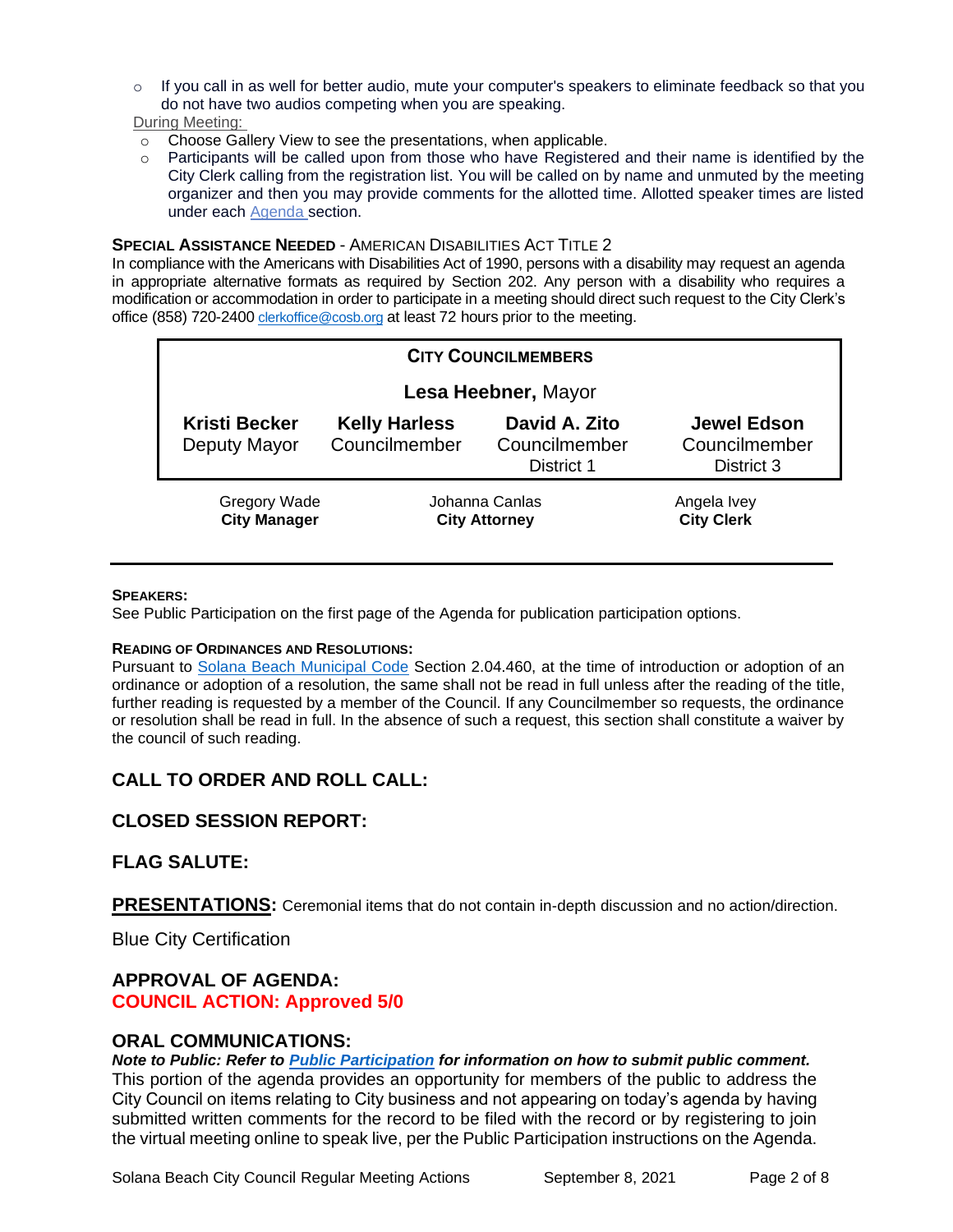- If you call in as well for better audio, mute your computer's speakers to eliminate feedback so that you do not have two audios competing when you are speaking.

During Meeting:

- Choose Gallery View to see the presentations, when applicable.
- Participants will be called upon from those who have Registered and their name is identified by the City Clerk calling from the registration list. You will be called on by name and unmuted by the meeting organizer and then you may provide comments for the allotted time. Allotted speaker times are listed under each Agenda section.

**SPECIAL ASSISTANCE NEEDED** - AMERICAN DISABILITIES ACT TITLE 2

In compliance with the Americans with Disabilities Act of 1990, persons with a disability may request an agenda in appropriate alternative formats as required by Section 202. Any person with a disability who requires a modification or accommodation in order to participate in a meeting should direct such request to the City Clerk's office (858) 720-2400 clerkoffice@cosb.org at least 72 hours prior to the meeting.

**CITY COUNCILMEMBERS**

**Lesa Heebner,** Mayor

| **Kristi Becker** | **Kelly Harless** | **David A. Zito** | **Jewel Edson** |
|---|---|---|---|
| Deputy Mayor | Councilmember | Councilmember District 1 | Councilmember District 3 |

| Gregory Wade | Johanna Canlas | Angela Ivey |
|---|---|---|
| **City Manager** | **City Attorney** | **City Clerk** |

**SPEAKERS:**

See Public Participation on the first page of the Agenda for publication participation options.

**READING OF ORDINANCES AND RESOLUTIONS:**

Pursuant to Solana Beach Municipal Code Section 2.04.460, at the time of introduction or adoption of an ordinance or adoption of a resolution, the same shall not be read in full unless after the reading of the title, further reading is requested by a member of the Council. If any Councilmember so requests, the ordinance or resolution shall be read in full. In the absence of such a request, this section shall constitute a waiver by the council of such reading.

## CALL TO ORDER AND ROLL CALL:

## CLOSED SESSION REPORT:

## FLAG SALUTE:

## PRESENTATIONS:

Ceremonial items that do not contain in-depth discussion and no action/direction.

Blue City Certification

## APPROVAL OF AGENDA:

**COUNCIL ACTION: Approved 5/0**

## ORAL COMMUNICATIONS:

***Note to Public: Refer to Public Participation for information on how to submit public comment.***

This portion of the agenda provides an opportunity for members of the public to address the City Council on items relating to City business and not appearing on today's agenda by having submitted written comments for the record to be filed with the record or by registering to join the virtual meeting online to speak live, per the Public Participation instructions on the Agenda.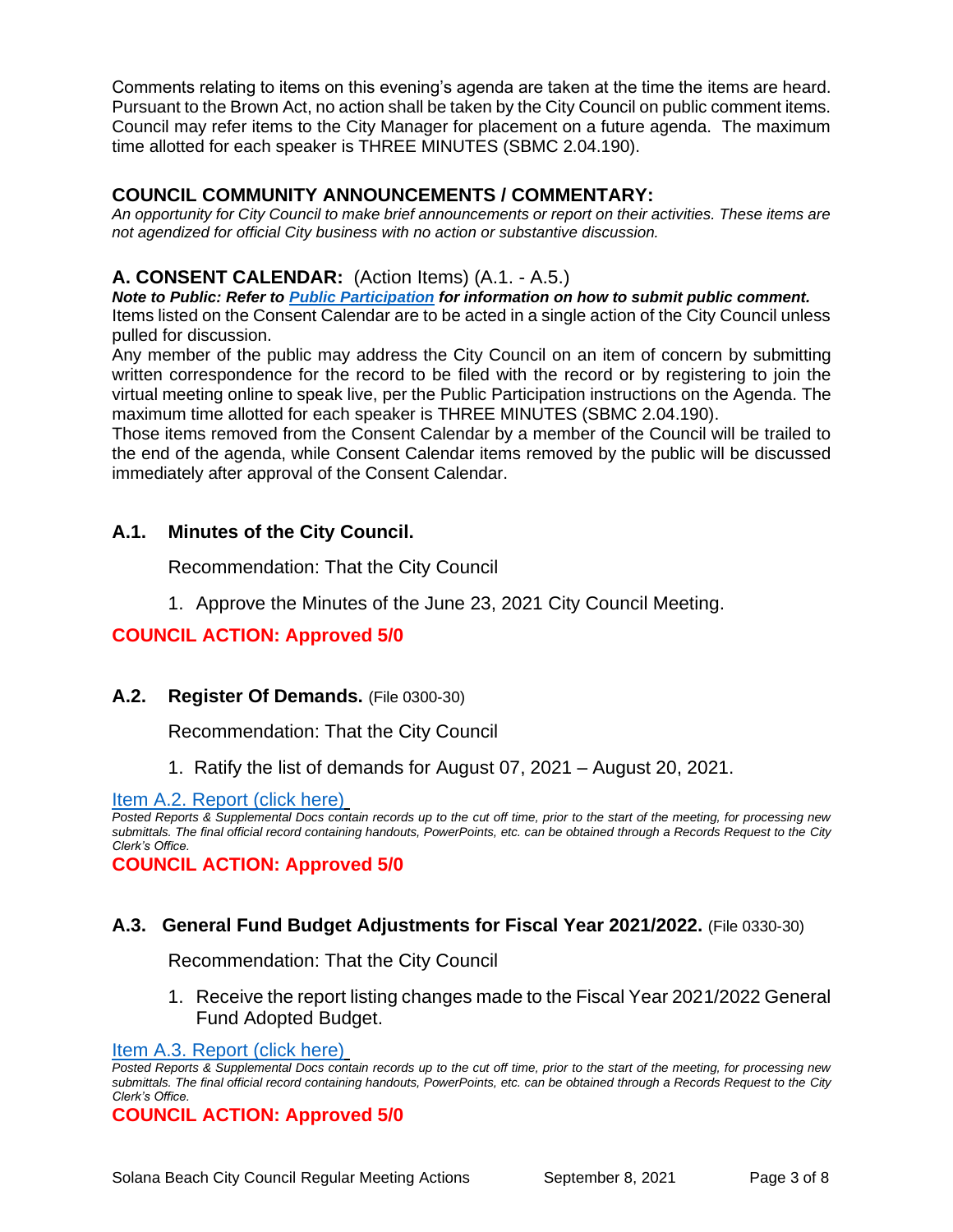Comments relating to items on this evening's agenda are taken at the time the items are heard. Pursuant to the Brown Act, no action shall be taken by the City Council on public comment items. Council may refer items to the City Manager for placement on a future agenda. The maximum time allotted for each speaker is THREE MINUTES (SBMC 2.04.190).

## COUNCIL COMMUNITY ANNOUNCEMENTS / COMMENTARY:

*An opportunity for City Council to make brief announcements or report on their activities. These items are not agendized for official City business with no action or substantive discussion.*

## A. CONSENT CALENDAR: (Action Items) (A.1. - A.5.)

***Note to Public: Refer to Public Participation for information on how to submit public comment.***

Items listed on the Consent Calendar are to be acted in a single action of the City Council unless pulled for discussion.

Any member of the public may address the City Council on an item of concern by submitting written correspondence for the record to be filed with the record or by registering to join the virtual meeting online to speak live, per the Public Participation instructions on the Agenda. The maximum time allotted for each speaker is THREE MINUTES (SBMC 2.04.190).

Those items removed from the Consent Calendar by a member of the Council will be trailed to the end of the agenda, while Consent Calendar items removed by the public will be discussed immediately after approval of the Consent Calendar.

### A.1. Minutes of the City Council.

Recommendation: That the City Council

1. Approve the Minutes of the June 23, 2021 City Council Meeting.

**COUNCIL ACTION: Approved 5/0**

### A.2. Register Of Demands. (File 0300-30)

Recommendation: That the City Council

1. Ratify the list of demands for August 07, 2021 – August 20, 2021.

Item A.2. Report (click here)

*Posted Reports & Supplemental Docs contain records up to the cut off time, prior to the start of the meeting, for processing new submittals. The final official record containing handouts, PowerPoints, etc. can be obtained through a Records Request to the City Clerk's Office.*

**COUNCIL ACTION: Approved 5/0**

### A.3. General Fund Budget Adjustments for Fiscal Year 2021/2022. (File 0330-30)

Recommendation: That the City Council

1. Receive the report listing changes made to the Fiscal Year 2021/2022 General Fund Adopted Budget.

Item A.3. Report (click here)

*Posted Reports & Supplemental Docs contain records up to the cut off time, prior to the start of the meeting, for processing new submittals. The final official record containing handouts, PowerPoints, etc. can be obtained through a Records Request to the City Clerk's Office.*

**COUNCIL ACTION: Approved 5/0**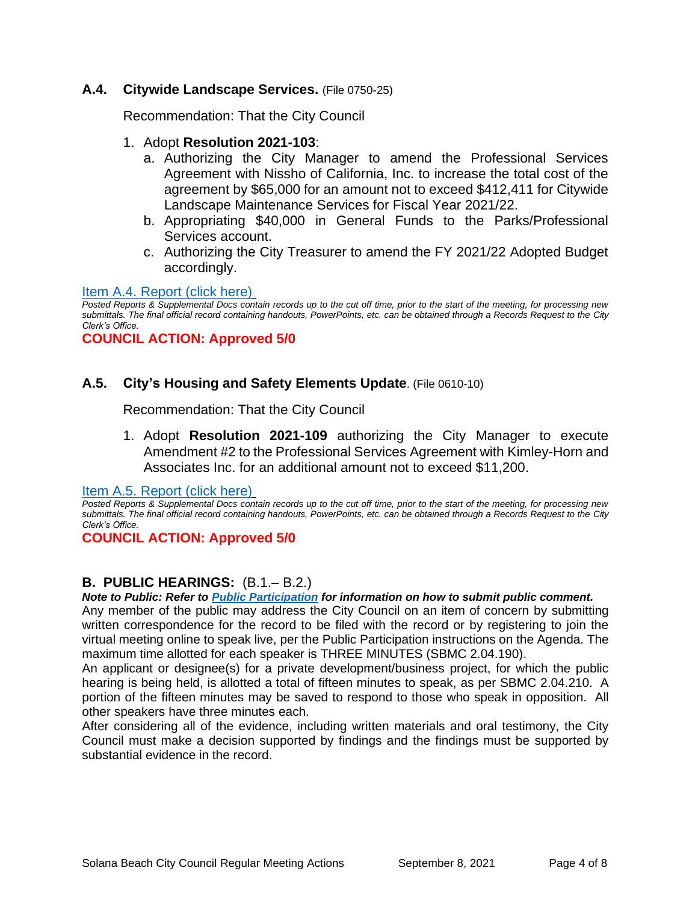### A.4. Citywide Landscape Services. (File 0750-25)

Recommendation: That the City Council

1. Adopt **Resolution 2021-103**:
   a. Authorizing the City Manager to amend the Professional Services Agreement with Nissho of California, Inc. to increase the total cost of the agreement by $65,000 for an amount not to exceed $412,411 for Citywide Landscape Maintenance Services for Fiscal Year 2021/22.
   b. Appropriating $40,000 in General Funds to the Parks/Professional Services account.
   c. Authorizing the City Treasurer to amend the FY 2021/22 Adopted Budget accordingly.

Item A.4. Report (click here)

*Posted Reports & Supplemental Docs contain records up to the cut off time, prior to the start of the meeting, for processing new submittals. The final official record containing handouts, PowerPoints, etc. can be obtained through a Records Request to the City Clerk's Office.*

**COUNCIL ACTION: Approved 5/0**

### A.5. City's Housing and Safety Elements Update. (File 0610-10)

Recommendation: That the City Council

1. Adopt **Resolution 2021-109** authorizing the City Manager to execute Amendment #2 to the Professional Services Agreement with Kimley-Horn and Associates Inc. for an additional amount not to exceed $11,200.

Item A.5. Report (click here)

*Posted Reports & Supplemental Docs contain records up to the cut off time, prior to the start of the meeting, for processing new submittals. The final official record containing handouts, PowerPoints, etc. can be obtained through a Records Request to the City Clerk's Office.*

**COUNCIL ACTION: Approved 5/0**

## B. PUBLIC HEARINGS: (B.1.– B.2.)

***Note to Public: Refer to Public Participation for information on how to submit public comment.***

Any member of the public may address the City Council on an item of concern by submitting written correspondence for the record to be filed with the record or by registering to join the virtual meeting online to speak live, per the Public Participation instructions on the Agenda. The maximum time allotted for each speaker is THREE MINUTES (SBMC 2.04.190).

An applicant or designee(s) for a private development/business project, for which the public hearing is being held, is allotted a total of fifteen minutes to speak, as per SBMC 2.04.210. A portion of the fifteen minutes may be saved to respond to those who speak in opposition. All other speakers have three minutes each.

After considering all of the evidence, including written materials and oral testimony, the City Council must make a decision supported by findings and the findings must be supported by substantial evidence in the record.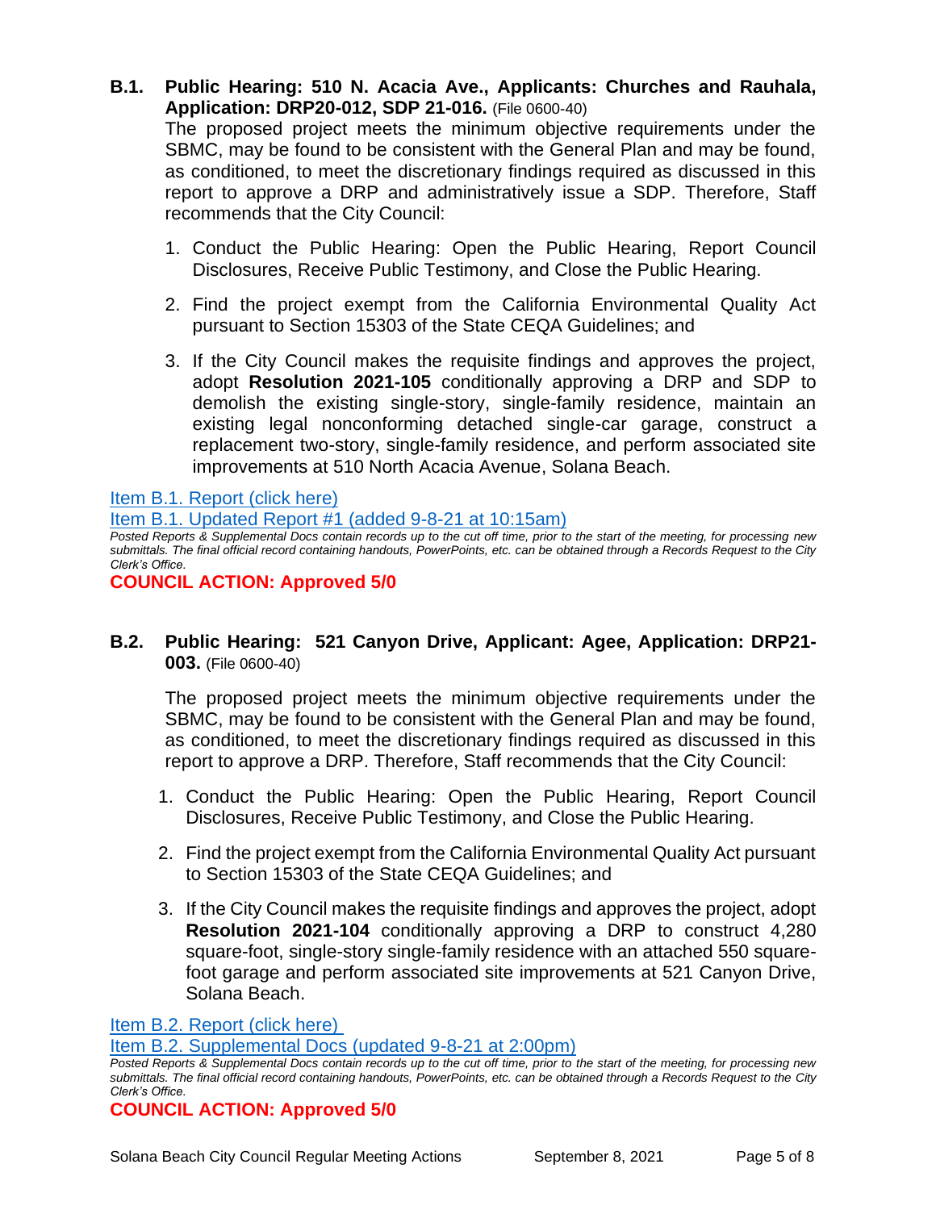**B.1. Public Hearing: 510 N. Acacia Ave., Applicants: Churches and Rauhala, Application: DRP20-012, SDP 21-016.** (File 0600-40)

The proposed project meets the minimum objective requirements under the SBMC, may be found to be consistent with the General Plan and may be found, as conditioned, to meet the discretionary findings required as discussed in this report to approve a DRP and administratively issue a SDP. Therefore, Staff recommends that the City Council:

1. Conduct the Public Hearing: Open the Public Hearing, Report Council Disclosures, Receive Public Testimony, and Close the Public Hearing.
2. Find the project exempt from the California Environmental Quality Act pursuant to Section 15303 of the State CEQA Guidelines; and
3. If the City Council makes the requisite findings and approves the project, adopt **Resolution 2021-105** conditionally approving a DRP and SDP to demolish the existing single-story, single-family residence, maintain an existing legal nonconforming detached single-car garage, construct a replacement two-story, single-family residence, and perform associated site improvements at 510 North Acacia Avenue, Solana Beach.

Item B.1. Report (click here)

Item B.1. Updated Report #1 (added 9-8-21 at 10:15am)

*Posted Reports & Supplemental Docs contain records up to the cut off time, prior to the start of the meeting, for processing new submittals. The final official record containing handouts, PowerPoints, etc. can be obtained through a Records Request to the City Clerk's Office.*

**COUNCIL ACTION: Approved 5/0**

**B.2. Public Hearing: 521 Canyon Drive, Applicant: Agee, Application: DRP21-003.** (File 0600-40)

The proposed project meets the minimum objective requirements under the SBMC, may be found to be consistent with the General Plan and may be found, as conditioned, to meet the discretionary findings required as discussed in this report to approve a DRP. Therefore, Staff recommends that the City Council:

1. Conduct the Public Hearing: Open the Public Hearing, Report Council Disclosures, Receive Public Testimony, and Close the Public Hearing.
2. Find the project exempt from the California Environmental Quality Act pursuant to Section 15303 of the State CEQA Guidelines; and
3. If the City Council makes the requisite findings and approves the project, adopt **Resolution 2021-104** conditionally approving a DRP to construct 4,280 square-foot, single-story single-family residence with an attached 550 square-foot garage and perform associated site improvements at 521 Canyon Drive, Solana Beach.

Item B.2. Report (click here)

Item B.2. Supplemental Docs (updated 9-8-21 at 2:00pm)

*Posted Reports & Supplemental Docs contain records up to the cut off time, prior to the start of the meeting, for processing new submittals. The final official record containing handouts, PowerPoints, etc. can be obtained through a Records Request to the City Clerk's Office.*

**COUNCIL ACTION: Approved 5/0**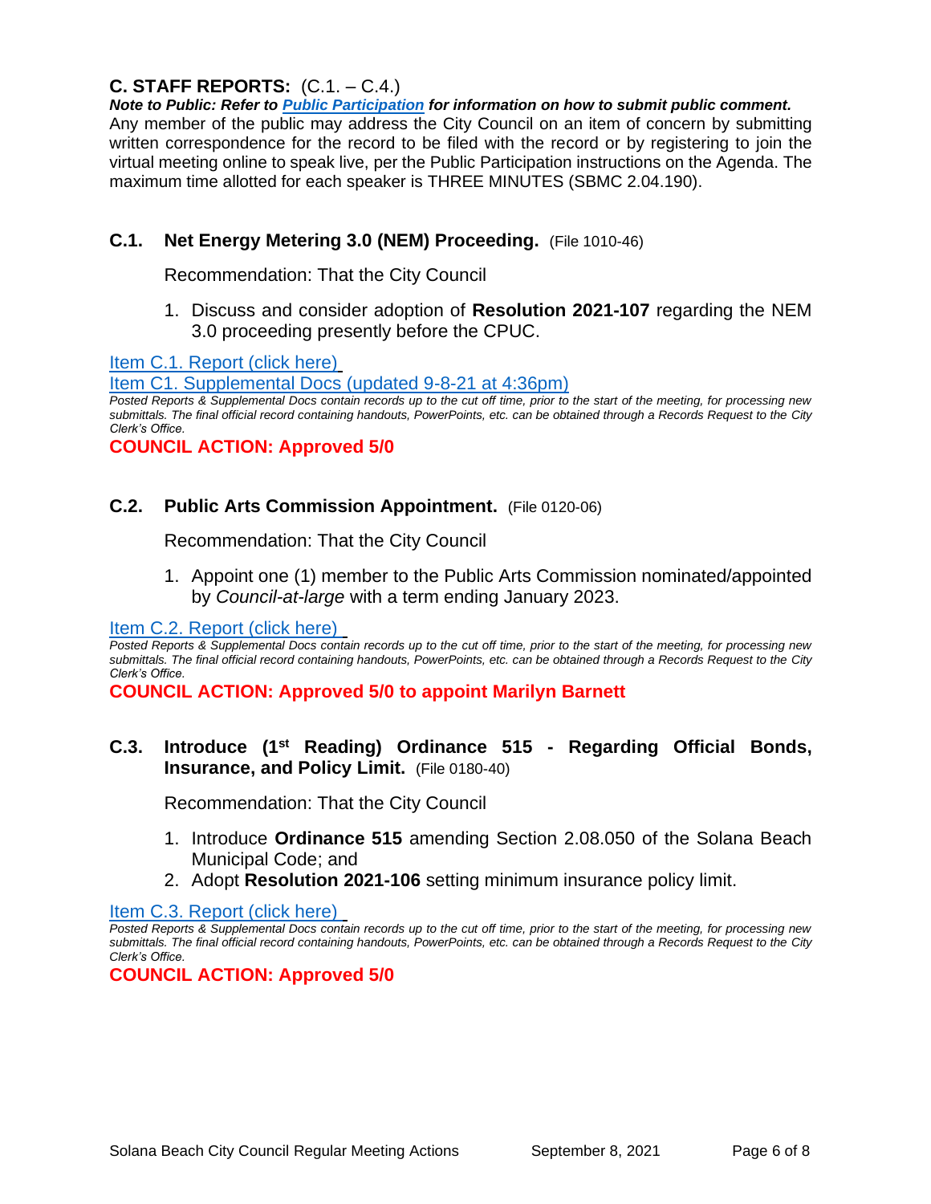## C. STAFF REPORTS: (C.1. – C.4.)

***Note to Public: Refer to Public Participation for information on how to submit public comment.***

Any member of the public may address the City Council on an item of concern by submitting written correspondence for the record to be filed with the record or by registering to join the virtual meeting online to speak live, per the Public Participation instructions on the Agenda. The maximum time allotted for each speaker is THREE MINUTES (SBMC 2.04.190).

### C.1. Net Energy Metering 3.0 (NEM) Proceeding. (File 1010-46)

Recommendation: That the City Council

1. Discuss and consider adoption of **Resolution 2021-107** regarding the NEM 3.0 proceeding presently before the CPUC.

Item C.1. Report (click here)

Item C1. Supplemental Docs (updated 9-8-21 at 4:36pm)

*Posted Reports & Supplemental Docs contain records up to the cut off time, prior to the start of the meeting, for processing new submittals. The final official record containing handouts, PowerPoints, etc. can be obtained through a Records Request to the City Clerk's Office.*

**COUNCIL ACTION: Approved 5/0**

### C.2. Public Arts Commission Appointment. (File 0120-06)

Recommendation: That the City Council

1. Appoint one (1) member to the Public Arts Commission nominated/appointed by *Council-at-large* with a term ending January 2023.

Item C.2. Report (click here)

*Posted Reports & Supplemental Docs contain records up to the cut off time, prior to the start of the meeting, for processing new submittals. The final official record containing handouts, PowerPoints, etc. can be obtained through a Records Request to the City Clerk's Office.*

**COUNCIL ACTION: Approved 5/0 to appoint Marilyn Barnett**

### C.3. Introduce (1st Reading) Ordinance 515 - Regarding Official Bonds, Insurance, and Policy Limit. (File 0180-40)

Recommendation: That the City Council

1. Introduce **Ordinance 515** amending Section 2.08.050 of the Solana Beach Municipal Code; and
2. Adopt **Resolution 2021-106** setting minimum insurance policy limit.

Item C.3. Report (click here)

*Posted Reports & Supplemental Docs contain records up to the cut off time, prior to the start of the meeting, for processing new submittals. The final official record containing handouts, PowerPoints, etc. can be obtained through a Records Request to the City Clerk's Office.*

**COUNCIL ACTION: Approved 5/0**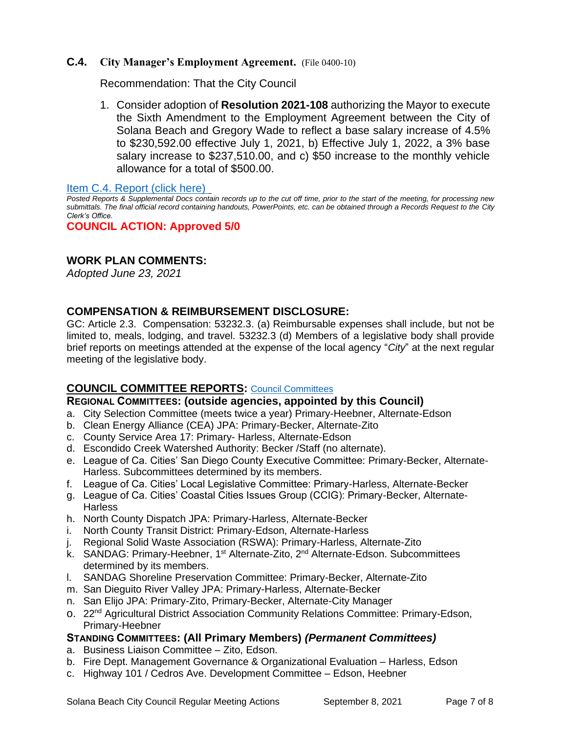### C.4. City Manager's Employment Agreement. (File 0400-10)

Recommendation: That the City Council

1. Consider adoption of **Resolution 2021-108** authorizing the Mayor to execute the Sixth Amendment to the Employment Agreement between the City of Solana Beach and Gregory Wade to reflect a base salary increase of 4.5% to $230,592.00 effective July 1, 2021, b) Effective July 1, 2022, a 3% base salary increase to $237,510.00, and c) $50 increase to the monthly vehicle allowance for a total of $500.00.

Item C.4. Report (click here)

*Posted Reports & Supplemental Docs contain records up to the cut off time, prior to the start of the meeting, for processing new submittals. The final official record containing handouts, PowerPoints, etc. can be obtained through a Records Request to the City Clerk's Office.*

**COUNCIL ACTION: Approved 5/0**

## WORK PLAN COMMENTS:

*Adopted June 23, 2021*

## COMPENSATION & REIMBURSEMENT DISCLOSURE:

GC: Article 2.3. Compensation: 53232.3. (a) Reimbursable expenses shall include, but not be limited to, meals, lodging, and travel. 53232.3 (d) Members of a legislative body shall provide brief reports on meetings attended at the expense of the local agency "*City*" at the next regular meeting of the legislative body.

## COUNCIL COMMITTEE REPORTS: Council Committees

### REGIONAL COMMITTEES: (outside agencies, appointed by this Council)

a. City Selection Committee (meets twice a year) Primary-Heebner, Alternate-Edson
b. Clean Energy Alliance (CEA) JPA: Primary-Becker, Alternate-Zito
c. County Service Area 17: Primary- Harless, Alternate-Edson
d. Escondido Creek Watershed Authority: Becker /Staff (no alternate).
e. League of Ca. Cities' San Diego County Executive Committee: Primary-Becker, Alternate-Harless. Subcommittees determined by its members.
f. League of Ca. Cities' Local Legislative Committee: Primary-Harless, Alternate-Becker
g. League of Ca. Cities' Coastal Cities Issues Group (CCIG): Primary-Becker, Alternate-Harless
h. North County Dispatch JPA: Primary-Harless, Alternate-Becker
i. North County Transit District: Primary-Edson, Alternate-Harless
j. Regional Solid Waste Association (RSWA): Primary-Harless, Alternate-Zito
k. SANDAG: Primary-Heebner, 1st Alternate-Zito, 2nd Alternate-Edson. Subcommittees determined by its members.
l. SANDAG Shoreline Preservation Committee: Primary-Becker, Alternate-Zito
m. San Dieguito River Valley JPA: Primary-Harless, Alternate-Becker
n. San Elijo JPA: Primary-Zito, Primary-Becker, Alternate-City Manager
o. 22nd Agricultural District Association Community Relations Committee: Primary-Edson, Primary-Heebner

### STANDING COMMITTEES: (All Primary Members) *(Permanent Committees)*

a. Business Liaison Committee – Zito, Edson.
b. Fire Dept. Management Governance & Organizational Evaluation – Harless, Edson
c. Highway 101 / Cedros Ave. Development Committee – Edson, Heebner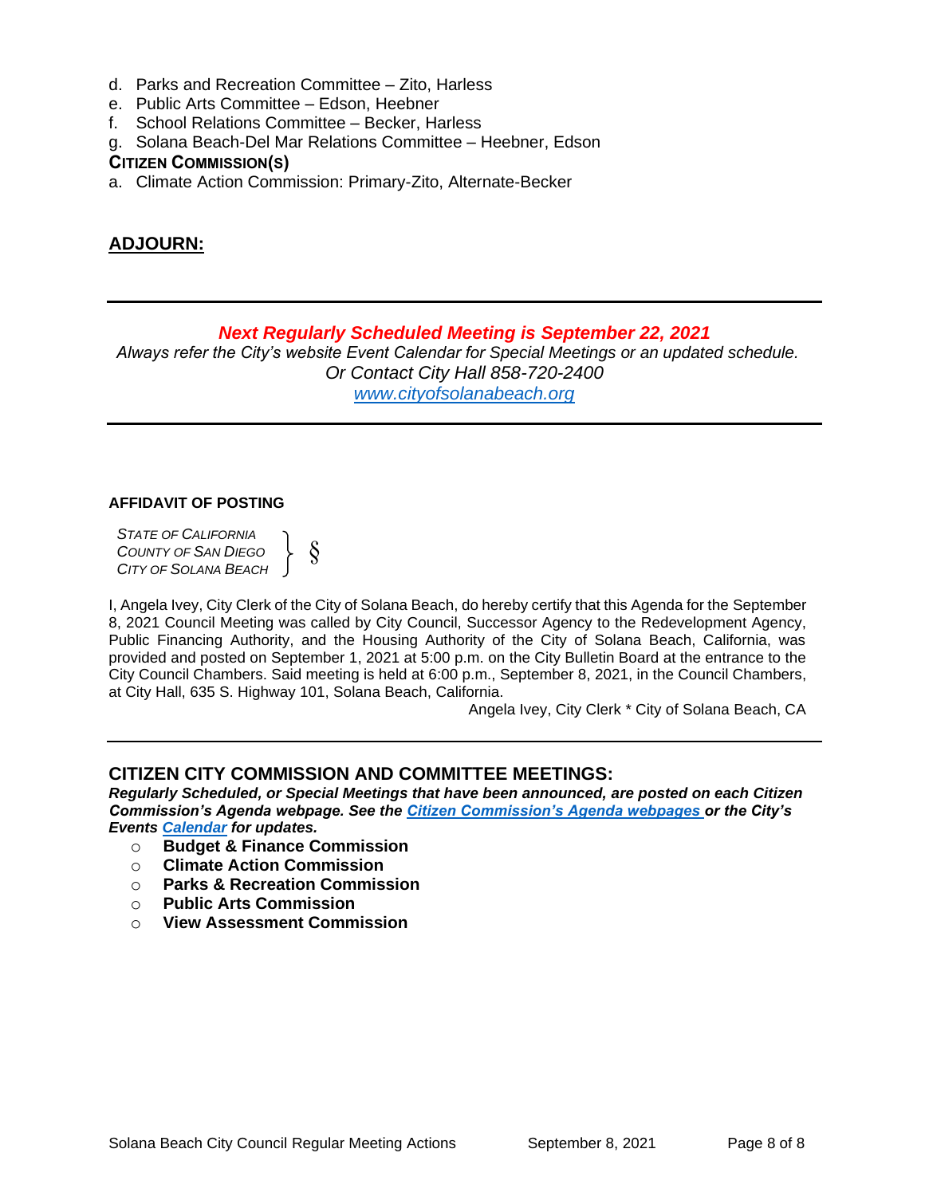d. Parks and Recreation Committee – Zito, Harless
e. Public Arts Committee – Edson, Heebner
f. School Relations Committee – Becker, Harless
g. Solana Beach-Del Mar Relations Committee – Heebner, Edson

**CITIZEN COMMISSION(S)**

a. Climate Action Commission: Primary-Zito, Alternate-Becker

## ADJOURN:

---

***Next Regularly Scheduled Meeting is September 22, 2021***

*Always refer the City's website Event Calendar for Special Meetings or an updated schedule.*
*Or Contact City Hall 858-720-2400*
*www.cityofsolanabeach.org*

---

**AFFIDAVIT OF POSTING**

*STATE OF CALIFORNIA*
*COUNTY OF SAN DIEGO* } §
*CITY OF SOLANA BEACH*

I, Angela Ivey, City Clerk of the City of Solana Beach, do hereby certify that this Agenda for the September 8, 2021 Council Meeting was called by City Council, Successor Agency to the Redevelopment Agency, Public Financing Authority, and the Housing Authority of the City of Solana Beach, California, was provided and posted on September 1, 2021 at 5:00 p.m. on the City Bulletin Board at the entrance to the City Council Chambers. Said meeting is held at 6:00 p.m., September 8, 2021, in the Council Chambers, at City Hall, 635 S. Highway 101, Solana Beach, California.

Angela Ivey, City Clerk * City of Solana Beach, CA

---

## CITIZEN CITY COMMISSION AND COMMITTEE MEETINGS:

***Regularly Scheduled, or Special Meetings that have been announced, are posted on each Citizen Commission's Agenda webpage. See the Citizen Commission's Agenda webpages or the City's Events Calendar for updates.***

- **Budget & Finance Commission**
- **Climate Action Commission**
- **Parks & Recreation Commission**
- **Public Arts Commission**
- **View Assessment Commission**